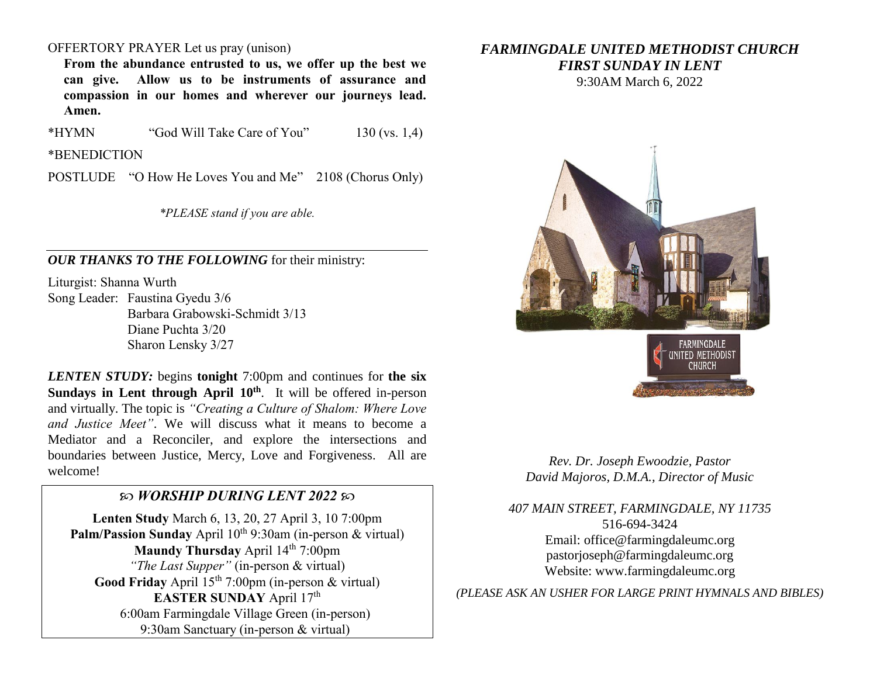OFFERTORY PRAYER Let us pray (unison)

**From the abundance entrusted to us, we offer up the best we can give. Allow us to be instruments of assurance and compassion in our homes and wherever our journeys lead. Amen.**

\*HYMN "God Will Take Care of You" 130 (vs. 1,4)

\*BENEDICTION

POSTLUDE "O How He Loves You and Me" 2108 (Chorus Only)

*\*PLEASE stand if you are able.*

---

***OUR THANKS TO THE FOLLOWING*** for their ministry:

Liturgist: Shanna Wurth

Song Leader: Faustina Gyedu 3/6
Barbara Grabowski-Schmidt 3/13
Diane Puchta 3/20
Sharon Lensky 3/27

***LENTEN STUDY:*** begins **tonight** 7:00pm and continues for **the six Sundays in Lent through April 10th**. It will be offered in-person and virtually. The topic is *"Creating a Culture of Shalom: Where Love and Justice Meet"*. We will discuss what it means to become a Mediator and a Reconciler, and explore the intersections and boundaries between Justice, Mercy, Love and Forgiveness. All are welcome!

### ***WORSHIP DURING LENT 2022***

**Lenten Study** March 6, 13, 20, 27 April 3, 10 7:00pm
**Palm/Passion Sunday** April 10th 9:30am (in-person & virtual)
**Maundy Thursday** April 14th 7:00pm
*"The Last Supper"* (in-person & virtual)
**Good Friday** April 15th 7:00pm (in-person & virtual)
**EASTER SUNDAY** April 17th
6:00am Farmingdale Village Green (in-person)
9:30am Sanctuary (in-person & virtual)

# *FARMINGDALE UNITED METHODIST CHURCH*
## *FIRST SUNDAY IN LENT*
9:30AM March 6, 2022

FARMINGDALE UNITED METHODIST CHURCH

*Rev. Dr. Joseph Ewoodzie, Pastor*
*David Majoros, D.M.A., Director of Music*

*407 MAIN STREET, FARMINGDALE, NY 11735*
516-694-3424
Email: office@farmingdaleumc.org
pastorjoseph@farmingdaleumc.org
Website: www.farmingdaleumc.org

*(PLEASE ASK AN USHER FOR LARGE PRINT HYMNALS AND BIBLES)*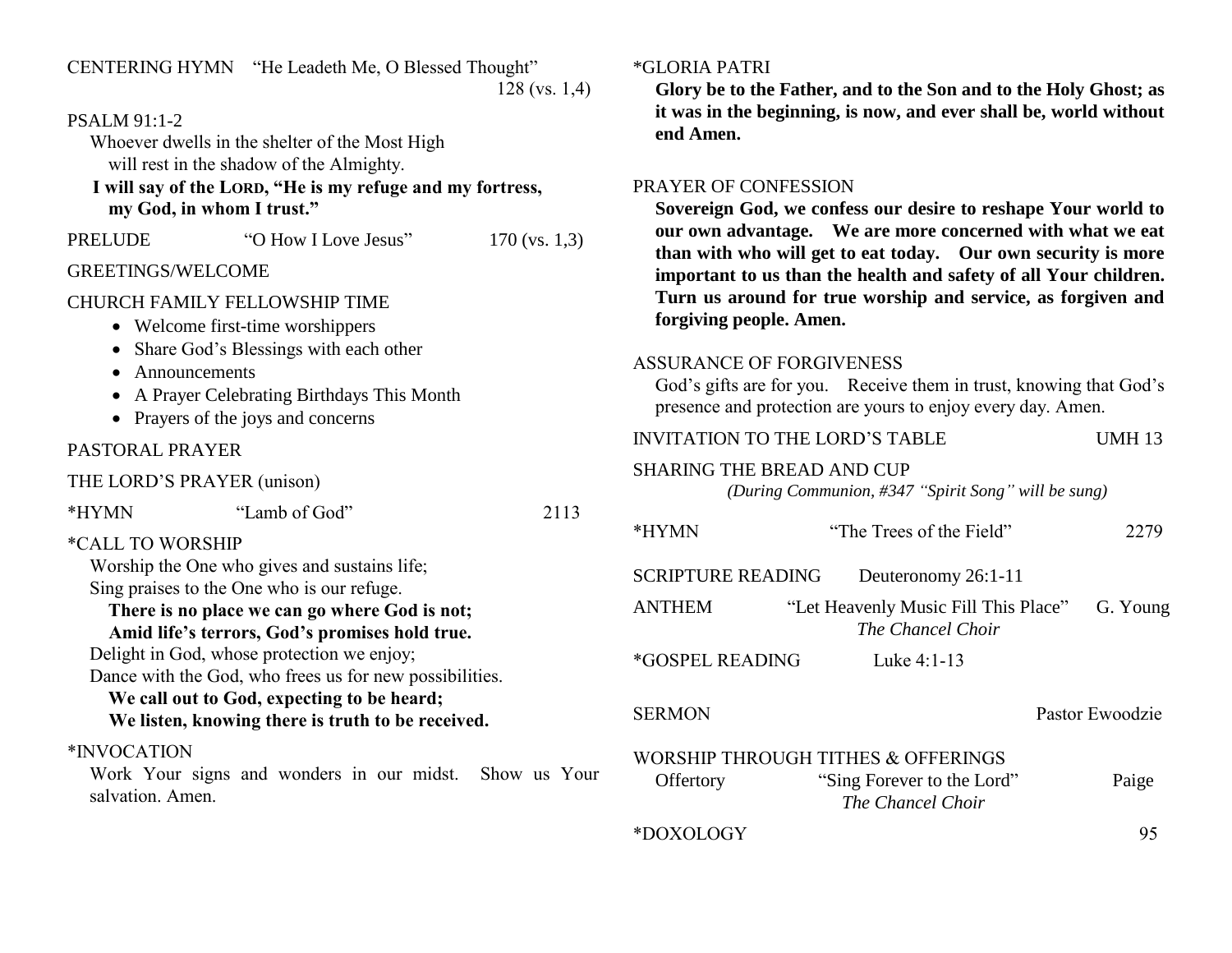CENTERING HYMN "He Leadeth Me, O Blessed Thought" 128 (vs. 1,4)

PSALM 91:1-2

Whoever dwells in the shelter of the Most High
will rest in the shadow of the Almighty.

**I will say of the LORD, "He is my refuge and my fortress, my God, in whom I trust."**

PRELUDE "O How I Love Jesus" 170 (vs. 1,3)

GREETINGS/WELCOME

CHURCH FAMILY FELLOWSHIP TIME

- Welcome first-time worshippers
- Share God's Blessings with each other
- Announcements
- A Prayer Celebrating Birthdays This Month
- Prayers of the joys and concerns

PASTORAL PRAYER

THE LORD'S PRAYER (unison)

*HYMN "Lamb of God" 2113

*CALL TO WORSHIP

Worship the One who gives and sustains life;
Sing praises to the One who is our refuge.

**There is no place we can go where God is not;**
**Amid life's terrors, God's promises hold true.**

Delight in God, whose protection we enjoy;
Dance with the God, who frees us for new possibilities.

**We call out to God, expecting to be heard;**
**We listen, knowing there is truth to be received.**

*INVOCATION

Work Your signs and wonders in our midst. Show us Your salvation. Amen.

*GLORIA PATRI

**Glory be to the Father, and to the Son and to the Holy Ghost; as it was in the beginning, is now, and ever shall be, world without end Amen.**

PRAYER OF CONFESSION

**Sovereign God, we confess our desire to reshape Your world to our own advantage. We are more concerned with what we eat than with who will get to eat today. Our own security is more important to us than the health and safety of all Your children. Turn us around for true worship and service, as forgiven and forgiving people. Amen.**

ASSURANCE OF FORGIVENESS

God's gifts are for you. Receive them in trust, knowing that God's presence and protection are yours to enjoy every day. Amen.

INVITATION TO THE LORD'S TABLE UMH 13

SHARING THE BREAD AND CUP

*(During Communion, #347 "Spirit Song" will be sung)*

*HYMN "The Trees of the Field" 2279

SCRIPTURE READING Deuteronomy 26:1-11

ANTHEM "Let Heavenly Music Fill This Place" G. Young
*The Chancel Choir*

*GOSPEL READING Luke 4:1-13

SERMON Pastor Ewoodzie

WORSHIP THROUGH TITHES & OFFERINGS

Offertory "Sing Forever to the Lord" Paige
*The Chancel Choir*

*DOXOLOGY 95